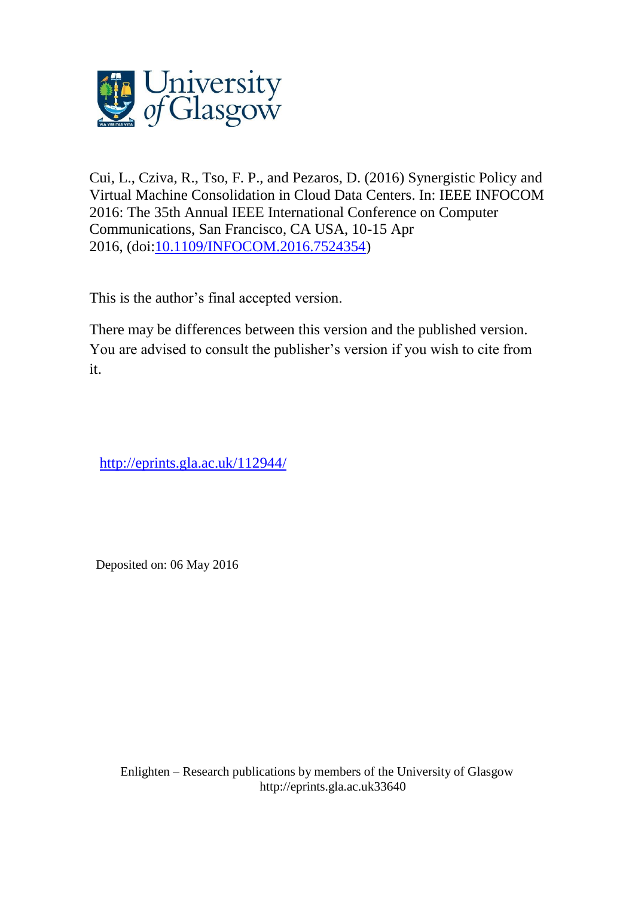Cui, L., Cziva, R., Tso, F. P., and Pezaros, D. (2016) Synergistic Policy and Virtual Machine Consolidation in Cloud Data Centers. In: IEEE INFOCOM 2016: The 35th Annual IEEE International Conference on Computer Communications, San Francisco, CA USA, 10-15 Apr 2016, (doi:10.1109/INFOCOM.2016.7524354)

This is the author's final accepted version.

There may be differences between this version and the published version. You are advised to consult the publisher's version if you wish to cite from it.

http://eprints.gla.ac.uk/112944/

Deposited on: 06 May 2016

Enlighten – Research publications by members of the University of Glasgow
http://eprints.gla.ac.uk33640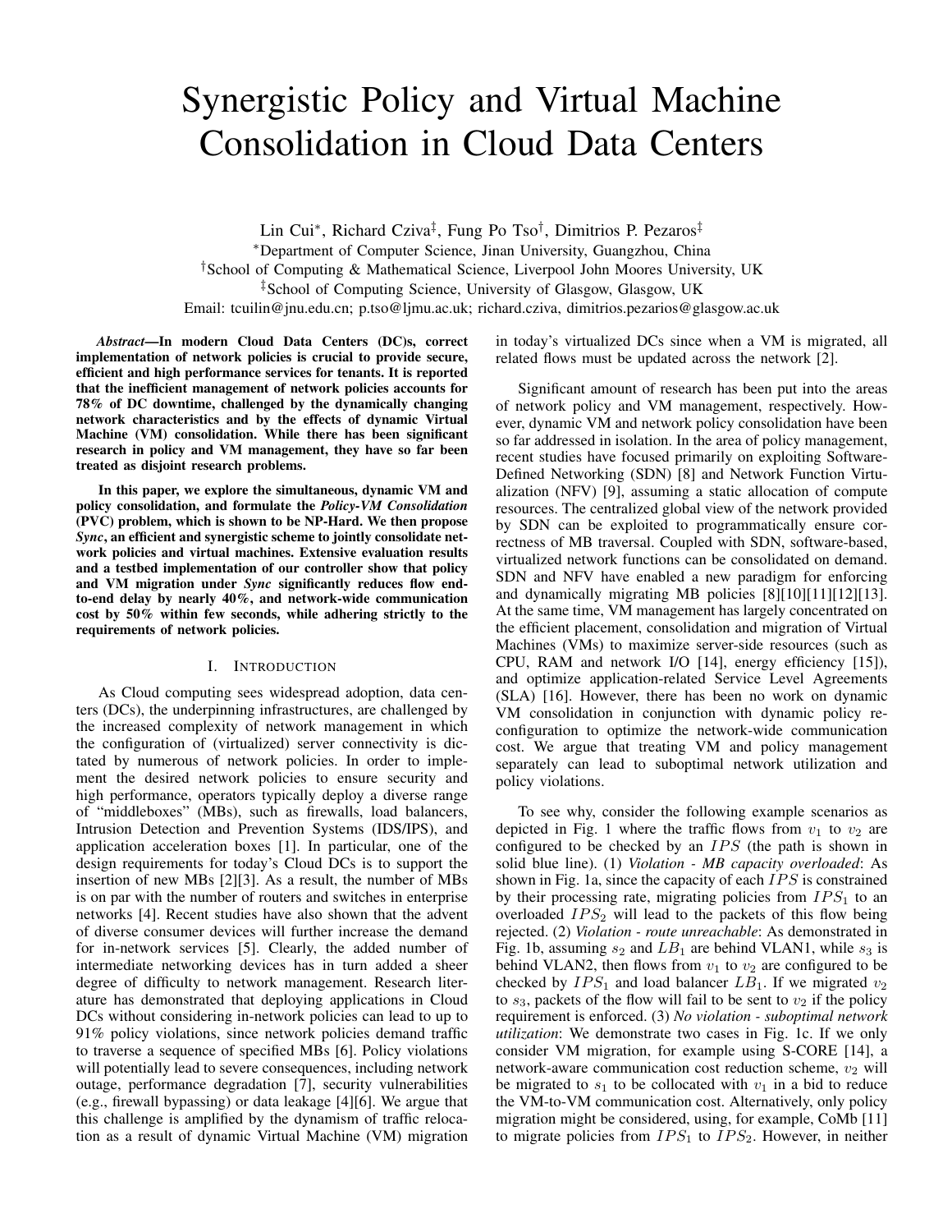# Synergistic Policy and Virtual Machine Consolidation in Cloud Data Centers

Lin Cui[*], Richard Cziva[‡], Fung Po Tso[†], Dimitrios P. Pezaros[‡]

[*]Department of Computer Science, Jinan University, Guangzhou, China

[†]School of Computing & Mathematical Science, Liverpool John Moores University, UK

[‡]School of Computing Science, University of Glasgow, Glasgow, UK

Email: tcuilin@jnu.edu.cn; p.tso@ljmu.ac.uk; richard.cziva, dimitrios.pezarios@glasgow.ac.uk

***Abstract*—In modern Cloud Data Centers (DC)s, correct implementation of network policies is crucial to provide secure, efficient and high performance services for tenants. It is reported that the inefficient management of network policies accounts for 78% of DC downtime, challenged by the dynamically changing network characteristics and by the effects of dynamic Virtual Machine (VM) consolidation. While there has been significant research in policy and VM management, they have so far been treated as disjoint research problems.**

**In this paper, we explore the simultaneous, dynamic VM and policy consolidation, and formulate the *Policy-VM Consolidation* (PVC) problem, which is shown to be NP-Hard. We then propose *Sync*, an efficient and synergistic scheme to jointly consolidate network policies and virtual machines. Extensive evaluation results and a testbed implementation of our controller show that policy and VM migration under *Sync* significantly reduces flow end-to-end delay by nearly 40%, and network-wide communication cost by 50% within few seconds, while adhering strictly to the requirements of network policies.**

## I. Introduction

As Cloud computing sees widespread adoption, data centers (DCs), the underpinning infrastructures, are challenged by the increased complexity of network management in which the configuration of (virtualized) server connectivity is dictated by numerous of network policies. In order to implement the desired network policies to ensure security and high performance, operators typically deploy a diverse range of "middleboxes" (MBs), such as firewalls, load balancers, Intrusion Detection and Prevention Systems (IDS/IPS), and application acceleration boxes [1]. In particular, one of the design requirements for today's Cloud DCs is to support the insertion of new MBs [2][3]. As a result, the number of MBs is on par with the number of routers and switches in enterprise networks [4]. Recent studies have also shown that the advent of diverse consumer devices will further increase the demand for in-network services [5]. Clearly, the added number of intermediate networking devices has in turn added a sheer degree of difficulty to network management. Research literature has demonstrated that deploying applications in Cloud DCs without considering in-network policies can lead to up to 91% policy violations, since network policies demand traffic to traverse a sequence of specified MBs [6]. Policy violations will potentially lead to severe consequences, including network outage, performance degradation [7], security vulnerabilities (e.g., firewall bypassing) or data leakage [4][6]. We argue that this challenge is amplified by the dynamism of traffic relocation as a result of dynamic Virtual Machine (VM) migration in today's virtualized DCs since when a VM is migrated, all related flows must be updated across the network [2].

Significant amount of research has been put into the areas of network policy and VM management, respectively. However, dynamic VM and network policy consolidation have been so far addressed in isolation. In the area of policy management, recent studies have focused primarily on exploiting Software-Defined Networking (SDN) [8] and Network Function Virtualization (NFV) [9], assuming a static allocation of compute resources. The centralized global view of the network provided by SDN can be exploited to programmatically ensure correctness of MB traversal. Coupled with SDN, software-based, virtualized network functions can be consolidated on demand. SDN and NFV have enabled a new paradigm for enforcing and dynamically migrating MB policies [8][10][11][12][13]. At the same time, VM management has largely concentrated on the efficient placement, consolidation and migration of Virtual Machines (VMs) to maximize server-side resources (such as CPU, RAM and network I/O [14], energy efficiency [15]), and optimize application-related Service Level Agreements (SLA) [16]. However, there has been no work on dynamic VM consolidation in conjunction with dynamic policy reconfiguration to optimize the network-wide communication cost. We argue that treating VM and policy management separately can lead to suboptimal network utilization and policy violations.

To see why, consider the following example scenarios as depicted in Fig. 1 where the traffic flows from $v_1$ to $v_2$ are configured to be checked by an $IPS$ (the path is shown in solid blue line). (1) *Violation - MB capacity overloaded*: As shown in Fig. 1a, since the capacity of each $IPS$ is constrained by their processing rate, migrating policies from $IPS_1$ to an overloaded $IPS_2$ will lead to the packets of this flow being rejected. (2) *Violation - route unreachable*: As demonstrated in Fig. 1b, assuming $s_2$ and $LB_1$ are behind VLAN1, while $s_3$ is behind VLAN2, then flows from $v_1$ to $v_2$ are configured to be checked by $IPS_1$ and load balancer $LB_1$. If we migrated $v_2$ to $s_3$, packets of the flow will fail to be sent to $v_2$ if the policy requirement is enforced. (3) *No violation - suboptimal network utilization*: We demonstrate two cases in Fig. 1c. If we only consider VM migration, for example using S-CORE [14], a network-aware communication cost reduction scheme, $v_2$ will be migrated to $s_1$ to be collocated with $v_1$ in a bid to reduce the VM-to-VM communication cost. Alternatively, only policy migration might be considered, using, for example, CoMb [11] to migrate policies from $IPS_1$ to $IPS_2$. However, in neither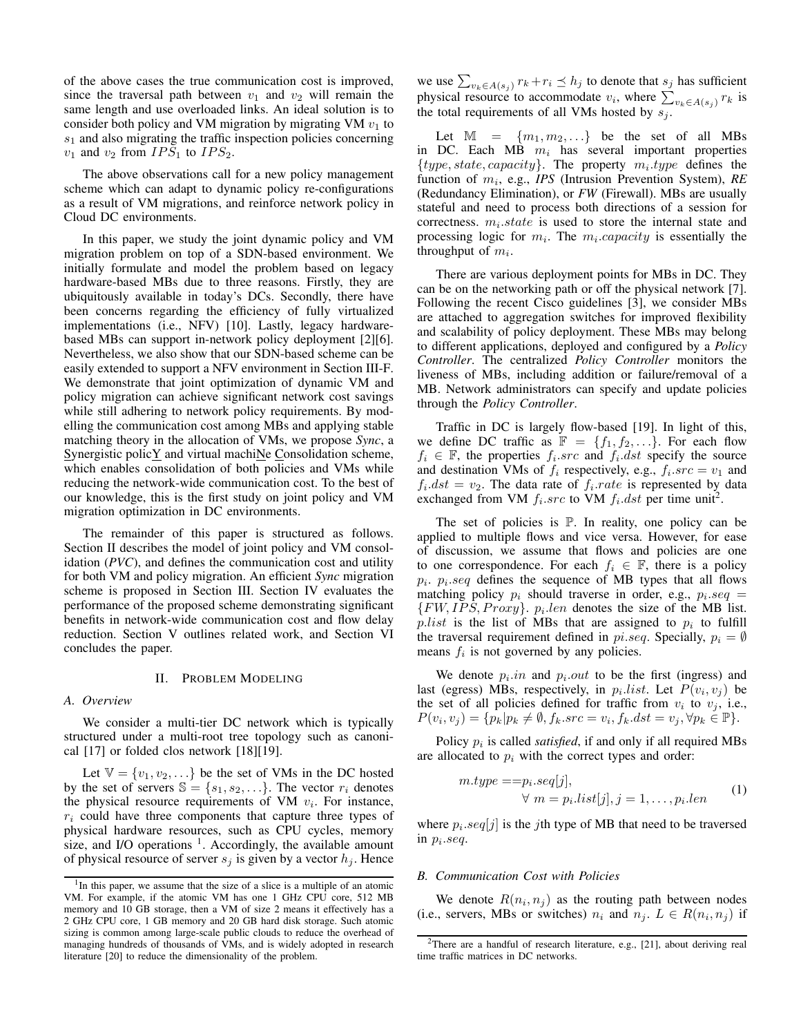of the above cases the true communication cost is improved, since the traversal path between $v_1$ and $v_2$ will remain the same length and use overloaded links. An ideal solution is to consider both policy and VM migration by migrating VM $v_1$ to $s_1$ and also migrating the traffic inspection policies concerning $v_1$ and $v_2$ from $IPS_1$ to $IPS_2$.

The above observations call for a new policy management scheme which can adapt to dynamic policy re-configurations as a result of VM migrations, and reinforce network policy in Cloud DC environments.

In this paper, we study the joint dynamic policy and VM migration problem on top of a SDN-based environment. We initially formulate and model the problem based on legacy hardware-based MBs due to three reasons. Firstly, they are ubiquitously available in today's DCs. Secondly, there have been concerns regarding the efficiency of fully virtualized implementations (i.e., NFV) [10]. Lastly, legacy hardware-based MBs can support in-network policy deployment [2][6]. Nevertheless, we also show that our SDN-based scheme can be easily extended to support a NFV environment in Section III-F. We demonstrate that joint optimization of dynamic VM and policy migration can achieve significant network cost savings while still adhering to network policy requirements. By modelling the communication cost among MBs and applying stable matching theory in the allocation of VMs, we propose *Sync*, a Synergistic policY and virtual machiNe Consolidation scheme, which enables consolidation of both policies and VMs while reducing the network-wide communication cost. To the best of our knowledge, this is the first study on joint policy and VM migration optimization in DC environments.

The remainder of this paper is structured as follows. Section II describes the model of joint policy and VM consolidation (*PVC*), and defines the communication cost and utility for both VM and policy migration. An efficient *Sync* migration scheme is proposed in Section III. Section IV evaluates the performance of the proposed scheme demonstrating significant benefits in network-wide communication cost and flow delay reduction. Section V outlines related work, and Section VI concludes the paper.

## II. Problem Modeling

### A. Overview

We consider a multi-tier DC network which is typically structured under a multi-root tree topology such as canonical [17] or folded clos network [18][19].

Let $\mathbb{V} = \{v_1, v_2, \ldots\}$ be the set of VMs in the DC hosted by the set of servers $\mathbb{S} = \{s_1, s_2, \ldots\}$. The vector $r_i$ denotes the physical resource requirements of VM $v_i$. For instance, $r_i$ could have three components that capture three types of physical hardware resources, such as CPU cycles, memory size, and I/O operations [1]. Accordingly, the available amount of physical resource of server $s_j$ is given by a vector $h_j$. Hence we use $\sum_{v_k \in A(s_j)} r_k + r_i \preceq h_j$ to denote that $s_j$ has sufficient physical resource to accommodate $v_i$, where $\sum_{v_k \in A(s_j)} r_k$ is the total requirements of all VMs hosted by $s_j$.

Let $\mathbb{M} = \{m_1, m_2, \ldots\}$ be the set of all MBs in DC. Each MB $m_i$ has several important properties $\{type, state, capacity\}$. The property $m_i.type$ defines the function of $m_i$, e.g., *IPS* (Intrusion Prevention System), *RE* (Redundancy Elimination), or *FW* (Firewall). MBs are usually stateful and need to process both directions of a session for correctness. $m_i.state$ is used to store the internal state and processing logic for $m_i$. The $m_i.capacity$ is essentially the throughput of $m_i$.

There are various deployment points for MBs in DC. They can be on the networking path or off the physical network [7]. Following the recent Cisco guidelines [3], we consider MBs are attached to aggregation switches for improved flexibility and scalability of policy deployment. These MBs may belong to different applications, deployed and configured by a *Policy Controller*. The centralized *Policy Controller* monitors the liveness of MBs, including addition or failure/removal of a MB. Network administrators can specify and update policies through the *Policy Controller*.

Traffic in DC is largely flow-based [19]. In light of this, we define DC traffic as $\mathbb{F} = \{f_1, f_2, \ldots\}$. For each flow $f_i \in \mathbb{F}$, the properties $f_i.src$ and $f_i.dst$ specify the source and destination VMs of $f_i$ respectively, e.g., $f_i.src = v_1$ and $f_i.dst = v_2$. The data rate of $f_i.rate$ is represented by data exchanged from VM $f_i.src$ to VM $f_i.dst$ per time unit[2].

The set of policies is $\mathbb{P}$. In reality, one policy can be applied to multiple flows and vice versa. However, for ease of discussion, we assume that flows and policies are one to one correspondence. For each $f_i \in \mathbb{F}$, there is a policy $p_i$. $p_i.seq$ defines the sequence of MB types that all flows matching policy $p_i$ should traverse in order, e.g., $p_i.seq = \{FW, IPS, Proxy\}$. $p_i.len$ denotes the size of the MB list. $p.list$ is the list of MBs that are assigned to $p_i$ to fulfill the traversal requirement defined in $pi.seq$. Specially, $p_i = \emptyset$ means $f_i$ is not governed by any policies.

We denote $p_i.in$ and $p_i.out$ to be the first (ingress) and last (egress) MBs, respectively, in $p_i.list$. Let $P(v_i, v_j)$ be the set of all policies defined for traffic from $v_i$ to $v_j$, i.e., $P(v_i, v_j) = \{p_k | p_k \neq \emptyset, f_k.src = v_i, f_k.dst = v_j, \forall p_k \in \mathbb{P}\}$.

Policy $p_i$ is called *satisfied*, if and only if all required MBs are allocated to $p_i$ with the correct types and order:

$$m.type == p_i.seq[j], \quad \forall\ m = p_i.list[j], j = 1, \ldots, p_i.len \tag{1}$$

where $p_i.seq[j]$ is the $j$th type of MB that need to be traversed in $p_i.seq$.

### B. Communication Cost with Policies

We denote $R(n_i, n_j)$ as the routing path between nodes (i.e., servers, MBs or switches) $n_i$ and $n_j$. $L \in R(n_i, n_j)$ if

[1] In this paper, we assume that the size of a slice is a multiple of an atomic VM. For example, if the atomic VM has one 1 GHz CPU core, 512 MB memory and 10 GB storage, then a VM of size 2 means it effectively has a 2 GHz CPU core, 1 GB memory and 20 GB hard disk storage. Such atomic sizing is common among large-scale public clouds to reduce the overhead of managing hundreds of thousands of VMs, and is widely adopted in research literature [20] to reduce the dimensionality of the problem.

[2] There are a handful of research literature, e.g., [21], about deriving real time traffic matrices in DC networks.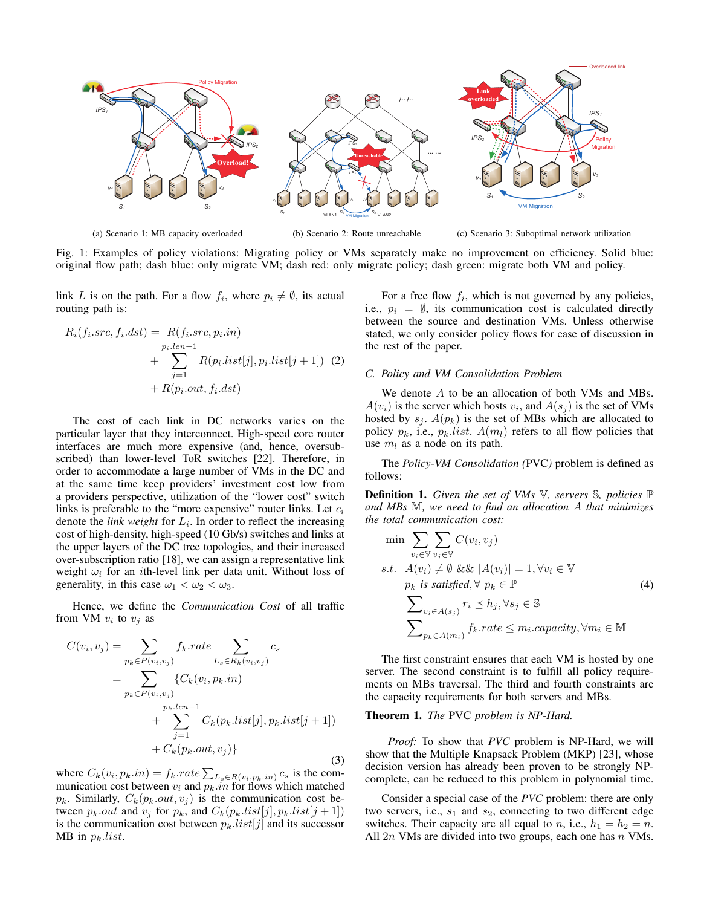(a) Scenario 1: MB capacity overloaded (b) Scenario 2: Route unreachable (c) Scenario 3: Suboptimal network utilization

Fig. 1: Examples of policy violations: Migrating policy or VMs separately make no improvement on efficiency. Solid blue: original flow path; dash blue: only migrate VM; dash red: only migrate policy; dash green: migrate both VM and policy.

link $L$ is on the path. For a flow $f_i$, where $p_i \neq \emptyset$, its actual routing path is:

$$
\begin{aligned}
R_i(f_i.src, f_i.dst) = \ & R(f_i.src, p_i.in) \\
& + \sum_{j=1}^{p_i.len-1} R(p_i.list[j], p_i.list[j+1]) \\
& + R(p_i.out, f_i.dst)
\end{aligned} \tag{2}
$$

The cost of each link in DC networks varies on the particular layer that they interconnect. High-speed core router interfaces are much more expensive (and, hence, oversubscribed) than lower-level ToR switches [22]. Therefore, in order to accommodate a large number of VMs in the DC and at the same time keep providers' investment cost low from a providers perspective, utilization of the "lower cost" switch links is preferable to the "more expensive" router links. Let $c_i$ denote the *link weight* for $L_i$. In order to reflect the increasing cost of high-density, high-speed (10 Gb/s) switches and links at the upper layers of the DC tree topologies, and their increased over-subscription ratio [18], we can assign a representative link weight $\omega_i$ for an $i$th-level link per data unit. Without loss of generality, in this case $\omega_1 < \omega_2 < \omega_3$.

Hence, we define the *Communication Cost* of all traffic from VM $v_i$ to $v_j$ as

$$
\begin{aligned}
C(v_i, v_j) &= \sum_{p_k \in P(v_i, v_j)} f_k.rate \sum_{L_s \in R_k(v_i, v_j)} c_s \\
&= \sum_{p_k \in P(v_i, v_j)} \{C_k(v_i, p_k.in) \\
&\quad + \sum_{j=1}^{p_k.len-1} C_k(p_k.list[j], p_k.list[j+1]) \\
&\quad + C_k(p_k.out, v_j)\}
\end{aligned} \tag{3}
$$

where $C_k(v_i, p_k.in) = f_k.rate \sum_{L_s \in R(v_i, p_k.in)} c_s$ is the communication cost between $v_i$ and $p_k.in$ for flows which matched $p_k$. Similarly, $C_k(p_k.out, v_j)$ is the communication cost between $p_k.out$ and $v_j$ for $p_k$, and $C_k(p_k.list[j], p_k.list[j+1])$ is the communication cost between $p_k.list[j]$ and its successor MB in $p_k.list$.

For a free flow $f_i$, which is not governed by any policies, i.e., $p_i = \emptyset$, its communication cost is calculated directly between the source and destination VMs. Unless otherwise stated, we only consider policy flows for ease of discussion in the rest of the paper.

### C. Policy and VM Consolidation Problem

We denote $A$ to be an allocation of both VMs and MBs. $A(v_i)$ is the server which hosts $v_i$, and $A(s_j)$ is the set of VMs hosted by $s_j$. $A(p_k)$ is the set of MBs which are allocated to policy $p_k$, i.e., $p_k.list$. $A(m_l)$ refers to all flow policies that use $m_l$ as a node on its path.

The *Policy-VM Consolidation (*PVC*)* problem is defined as follows:

**Definition 1.** *Given the set of VMs $\mathbb{V}$, servers $\mathbb{S}$, policies $\mathbb{P}$ and MBs $\mathbb{M}$, we need to find an allocation $A$ that minimizes the total communication cost:*

$$
\begin{aligned}
\min \ & \sum_{v_i \in \mathbb{V}} \sum_{v_j \in \mathbb{V}} C(v_i, v_j) \\
s.t. \ & A(v_i) \neq \emptyset \ \&\& \ |A(v_i)| = 1, \forall v_i \in \mathbb{V} \\
& p_k \text{ is satisfied}, \forall \ p_k \in \mathbb{P} \\
& \sum\nolimits_{v_i \in A(s_j)} r_i \preceq h_j, \forall s_j \in \mathbb{S} \\
& \sum\nolimits_{p_k \in A(m_i)} f_k.rate \leq m_i.capacity, \forall m_i \in \mathbb{M}
\end{aligned} \tag{4}
$$

The first constraint ensures that each VM is hosted by one server. The second constraint is to fulfill all policy requirements on MBs traversal. The third and fourth constraints are the capacity requirements for both servers and MBs.

**Theorem 1.** *The* PVC *problem is NP-Hard.*

*Proof:* To show that *PVC* problem is NP-Hard, we will show that the Multiple Knapsack Problem (MKP) [23], whose decision version has already been proven to be strongly NP-complete, can be reduced to this problem in polynomial time.

Consider a special case of the *PVC* problem: there are only two servers, i.e., $s_1$ and $s_2$, connecting to two different edge switches. Their capacity are all equal to $n$, i.e., $h_1 = h_2 = n$. All $2n$ VMs are divided into two groups, each one has $n$ VMs.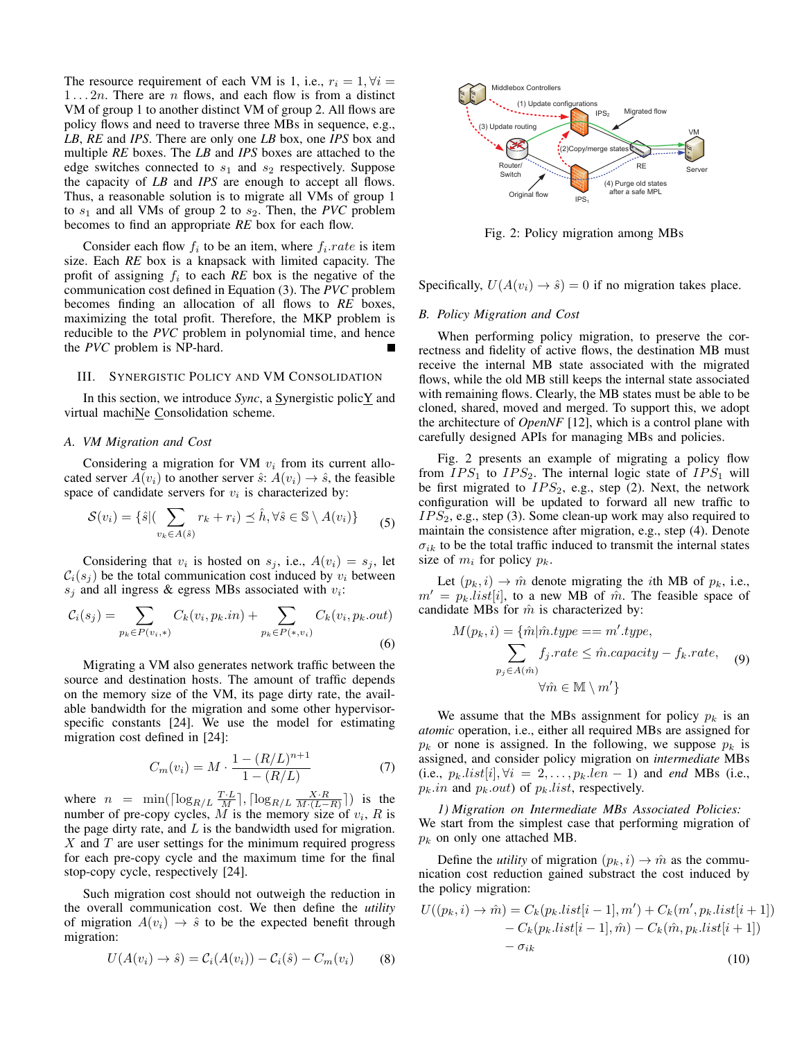The resource requirement of each VM is 1, i.e., $r_i = 1, \forall i = 1 \dots 2n$. There are $n$ flows, and each flow is from a distinct VM of group 1 to another distinct VM of group 2. All flows are policy flows and need to traverse three MBs in sequence, e.g., *LB*, *RE* and *IPS*. There are only one *LB* box, one *IPS* box and multiple *RE* boxes. The *LB* and *IPS* boxes are attached to the edge switches connected to $s_1$ and $s_2$ respectively. Suppose the capacity of *LB* and *IPS* are enough to accept all flows. Thus, a reasonable solution is to migrate all VMs of group 1 to $s_1$ and all VMs of group 2 to $s_2$. Then, the *PVC* problem becomes to find an appropriate *RE* box for each flow.

Consider each flow $f_i$ to be an item, where $f_i.rate$ is item size. Each *RE* box is a knapsack with limited capacity. The profit of assigning $f_i$ to each *RE* box is the negative of the communication cost defined in Equation (3). The *PVC* problem becomes finding an allocation of all flows to *RE* boxes, maximizing the total profit. Therefore, the MKP problem is reducible to the *PVC* problem in polynomial time, and hence the *PVC* problem is NP-hard. ∎

## III. Synergistic Policy and VM Consolidation

In this section, we introduce *Sync*, a Synergistic policY and virtual machiNe Consolidation scheme.

### A. VM Migration and Cost

Considering a migration for VM $v_i$ from its current allocated server $A(v_i)$ to another server $\hat{s}$: $A(v_i) \rightarrow \hat{s}$, the feasible space of candidate servers for $v_i$ is characterized by:

$$\mathcal{S}(v_i) = \{\hat{s} | (\sum_{v_k \in A(\hat{s})} r_k + r_i) \preceq \hat{h}, \forall \hat{s} \in \mathbb{S} \setminus A(v_i)\} \tag{5}$$

Considering that $v_i$ is hosted on $s_j$, i.e., $A(v_i) = s_j$, let $\mathcal{C}_i(s_j)$ be the total communication cost induced by $v_i$ between $s_j$ and all ingress & egress MBs associated with $v_i$:

$$\mathcal{C}_i(s_j) = \sum_{p_k \in P(v_i,*)} C_k(v_i, p_k.in) + \sum_{p_k \in P(*,v_i)} C_k(v_i, p_k.out) \tag{6}$$

Migrating a VM also generates network traffic between the source and destination hosts. The amount of traffic depends on the memory size of the VM, its page dirty rate, the available bandwidth for the migration and some other hypervisor-specific constants [24]. We use the model for estimating migration cost defined in [24]:

$$C_m(v_i) = M \cdot \frac{1 - (R/L)^{n+1}}{1 - (R/L)} \tag{7}$$

where $n = \min(\lceil \log_{R/L} \frac{T \cdot L}{M} \rceil, \lceil \log_{R/L} \frac{X \cdot R}{M \cdot (L-R)} \rceil)$ is the number of pre-copy cycles, $M$ is the memory size of $v_i$, $R$ is the page dirty rate, and $L$ is the bandwidth used for migration. $X$ and $T$ are user settings for the minimum required progress for each pre-copy cycle and the maximum time for the final stop-copy cycle, respectively [24].

Such migration cost should not outweigh the reduction in the overall communication cost. We then define the *utility* of migration $A(v_i) \rightarrow \hat{s}$ to be the expected benefit through migration:

$$U(A(v_i) \rightarrow \hat{s}) = \mathcal{C}_i(A(v_i)) - \mathcal{C}_i(\hat{s}) - C_m(v_i) \tag{8}$$

Fig. 2: Policy migration among MBs

Specifically, $U(A(v_i) \rightarrow \hat{s}) = 0$ if no migration takes place.

### B. Policy Migration and Cost

When performing policy migration, to preserve the correctness and fidelity of active flows, the destination MB must receive the internal MB state associated with the migrated flows, while the old MB still keeps the internal state associated with remaining flows. Clearly, the MB states must be able to be cloned, shared, moved and merged. To support this, we adopt the architecture of *OpenNF* [12], which is a control plane with carefully designed APIs for managing MBs and policies.

Fig. 2 presents an example of migrating a policy flow from $IPS_1$ to $IPS_2$. The internal logic state of $IPS_1$ will be first migrated to $IPS_2$, e.g., step (2). Next, the network configuration will be updated to forward all new traffic to $IPS_2$, e.g., step (3). Some clean-up work may also required to maintain the consistence after migration, e.g., step (4). Denote $\sigma_{ik}$ to be the total traffic induced to transmit the internal states size of $m_i$ for policy $p_k$.

Let $(p_k, i) \rightarrow \hat{m}$ denote migrating the $i$th MB of $p_k$, i.e., $m' = p_k.list[i]$, to a new MB of $\hat{m}$. The feasible space of candidate MBs for $\hat{m}$ is characterized by:

$$\begin{aligned} M(p_k, i) = \{\hat{m} | &\hat{m}.type == m'.type, \\ &\sum_{p_j \in A(\hat{m})} f_j.rate \le \hat{m}.capacity - f_k.rate, \\ &\forall \hat{m} \in \mathbb{M} \setminus m'\} \end{aligned} \tag{9}$$

We assume that the MBs assignment for policy $p_k$ is an *atomic* operation, i.e., either all required MBs are assigned for $p_k$ or none is assigned. In the following, we suppose $p_k$ is assigned, and consider policy migration on *intermediate* MBs (i.e., $p_k.list[i], \forall i = 2, \dots, p_k.len - 1$) and *end* MBs (i.e., $p_k.in$ and $p_k.out$) of $p_k.list$, respectively.

*1) Migration on Intermediate MBs Associated Policies:* We start from the simplest case that performing migration of $p_k$ on only one attached MB.

Define the *utility* of migration $(p_k, i) \rightarrow \hat{m}$ as the communication cost reduction gained substract the cost induced by the policy migration:

$$\begin{aligned} U((p_k, i) \rightarrow \hat{m}) = &C_k(p_k.list[i-1], m') + C_k(m', p_k.list[i+1]) \\ &- C_k(p_k.list[i-1], \hat{m}) - C_k(\hat{m}, p_k.list[i+1]) \\ &- \sigma_{ik} \end{aligned} \tag{10}$$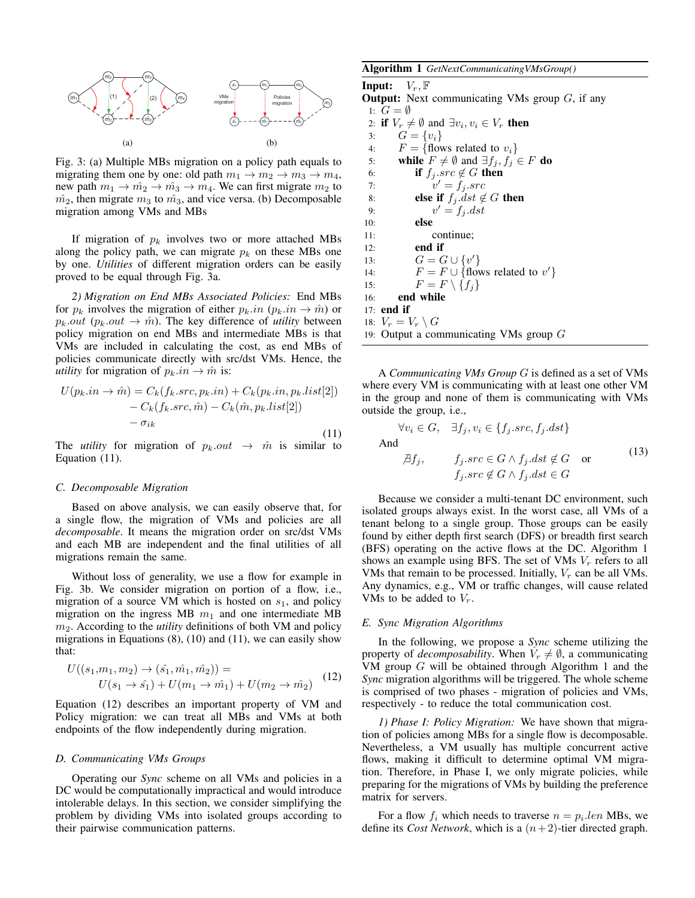Fig. 3: (a) Multiple MBs migration on a policy path equals to migrating them one by one: old path $m_1 \rightarrow m_2 \rightarrow m_3 \rightarrow m_4$, new path $m_1 \rightarrow \hat{m_2} \rightarrow \hat{m_3} \rightarrow m_4$. We can first migrate $m_2$ to $\hat{m_2}$, then migrate $m_3$ to $\hat{m_3}$, and vice versa. (b) Decomposable migration among VMs and MBs

If migration of $p_k$ involves two or more attached MBs along the policy path, we can migrate $p_k$ on these MBs one by one. *Utilities* of different migration orders can be easily proved to be equal through Fig. 3a.

*2) Migration on End MBs Associated Policies:* End MBs for $p_k$ involves the migration of either $p_k.in$ ($p_k.in \rightarrow \hat{m}$) or $p_k.out$ ($p_k.out \rightarrow \hat{m}$). The key difference of *utility* between policy migration on end MBs and intermediate MBs is that VMs are included in calculating the cost, as end MBs of policies communicate directly with src/dst VMs. Hence, the *utility* for migration of $p_k.in \rightarrow \hat{m}$ is:

$$
\begin{aligned}
U(p_k.in \rightarrow \hat{m}) = & \; C_k(f_k.src, p_k.in) + C_k(p_k.in, p_k.list[2]) \\
& - C_k(f_k.src, \hat{m}) - C_k(\hat{m}, p_k.list[2]) \\
& - \sigma_{ik}
\end{aligned}
\tag{11}
$$

The *utility* for migration of $p_k.out \rightarrow \hat{m}$ is similar to Equation (11).

### C. Decomposable Migration

Based on above analysis, we can easily observe that, for a single flow, the migration of VMs and policies are all *decomposable*. It means the migration order on src/dst VMs and each MB are independent and the final utilities of all migrations remain the same.

Without loss of generality, we use a flow for example in Fig. 3b. We consider migration on portion of a flow, i.e., migration of a source VM which is hosted on $s_1$, and policy migration on the ingress MB $m_1$ and one intermediate MB $m_2$. According to the *utility* definitions of both VM and policy migrations in Equations (8), (10) and (11), we can easily show that:

$$
\begin{aligned}
U((s_1, & m_1, m_2) \rightarrow (\hat{s_1}, \hat{m_1}, \hat{m_2})) = \\
& U(s_1 \rightarrow \hat{s_1}) + U(m_1 \rightarrow \hat{m_1}) + U(m_2 \rightarrow \hat{m_2})
\end{aligned}
\tag{12}
$$

Equation (12) describes an important property of VM and Policy migration: we can treat all MBs and VMs at both endpoints of the flow independently during migration.

### D. Communicating VMs Groups

Operating our *Sync* scheme on all VMs and policies in a DC would be computationally impractical and would introduce intolerable delays. In this section, we consider simplifying the problem by dividing VMs into isolated groups according to their pairwise communication patterns.

**Algorithm 1** *GetNextCommunicatingVMsGroup()*

**Input:** $V_r, \mathbb{F}$
**Output:** Next communicating VMs group $G$, if any

```
1:  G = ∅
2:  if V_r ≠ ∅ and ∃v_i, v_i ∈ V_r then
3:      G = {v_i}
4:      F = {flows related to v_i}
5:      while F ≠ ∅ and ∃f_j, f_j ∈ F do
6:          if f_j.src ∉ G then
7:              v' = f_j.src
8:          else if f_j.dst ∉ G then
9:              v' = f_j.dst
10:         else
11:             continue;
12:         end if
13:         G = G ∪ {v'}
14:         F = F ∪ {flows related to v'}
15:         F = F \ {f_j}
16:     end while
17: end if
18: V_r = V_r \ G
19: Output a communicating VMs group G
```

A *Communicating VMs Group* $G$ is defined as a set of VMs where every VM is communicating with at least one other VM in the group and none of them is communicating with VMs outside the group, i.e.,

$$
\begin{aligned}
& \forall v_i \in G, \quad \exists f_j, v_i \in \{f_j.src, f_j.dst\} \\
& \text{And} \\
& \nexists f_j, \qquad f_j.src \in G \wedge f_j.dst \notin G \quad \text{or} \\
& \qquad\qquad\quad f_j.src \notin G \wedge f_j.dst \in G
\end{aligned}
\tag{13}
$$

Because we consider a multi-tenant DC environment, such isolated groups always exist. In the worst case, all VMs of a tenant belong to a single group. Those groups can be easily found by either depth first search (DFS) or breadth first search (BFS) operating on the active flows at the DC. Algorithm 1 shows an example using BFS. The set of VMs $V_r$ refers to all VMs that remain to be processed. Initially, $V_r$ can be all VMs. Any dynamics, e.g., VM or traffic changes, will cause related VMs to be added to $V_r$.

### E. Sync Migration Algorithms

In the following, we propose a *Sync* scheme utilizing the property of *decomposability*. When $V_r \neq \emptyset$, a communicating VM group $G$ will be obtained through Algorithm 1 and the *Sync* migration algorithms will be triggered. The whole scheme is comprised of two phases - migration of policies and VMs, respectively - to reduce the total communication cost.

*1) Phase I: Policy Migration:* We have shown that migration of policies among MBs for a single flow is decomposable. Nevertheless, a VM usually has multiple concurrent active flows, making it difficult to determine optimal VM migration. Therefore, in Phase I, we only migrate policies, while preparing for the migrations of VMs by building the preference matrix for servers.

For a flow $f_i$ which needs to traverse $n = p_i.len$ MBs, we define its *Cost Network*, which is a $(n+2)$-tier directed graph.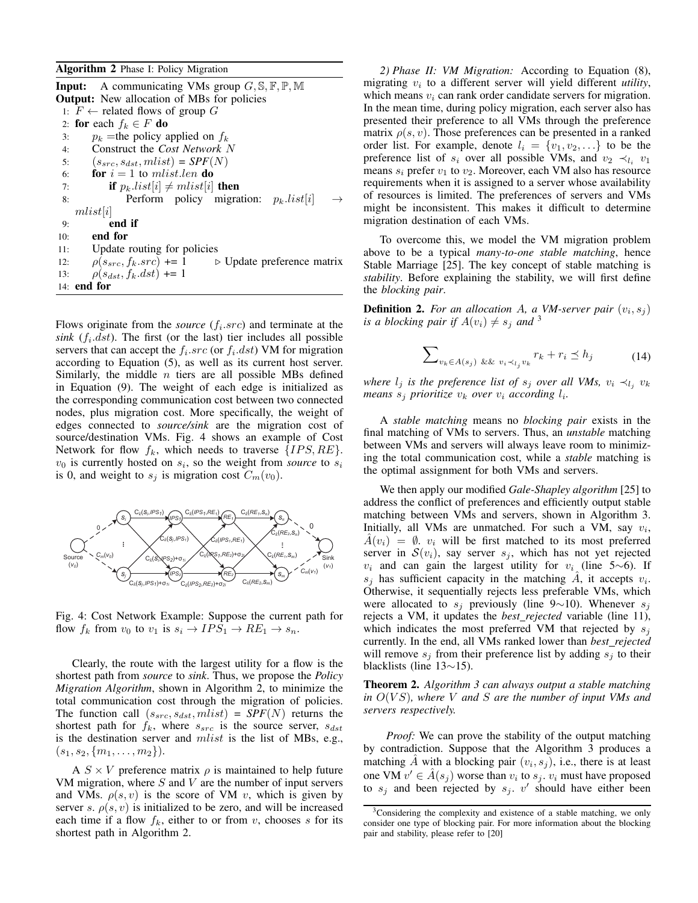**Algorithm 2** Phase I: Policy Migration

**Input:** A communicating VMs group $G, \mathbb{S}, \mathbb{F}, \mathbb{P}, \mathbb{M}$
**Output:** New allocation of MBs for policies

```
1:  F ← related flows of group G
2:  for each f_k ∈ F do
3:      p_k = the policy applied on f_k
4:      Construct the Cost Network N
5:      (s_src, s_dst, mlist) = SPF(N)
6:      for i = 1 to mlist.len do
7:          if p_k.list[i] ≠ mlist[i] then
8:              Perform policy migration: p_k.list[i] → mlist[i]
9:          end if
10:     end for
11:     Update routing for policies
12:     ρ(s_src, f_k.src) += 1          ▷ Update preference matrix
13:     ρ(s_dst, f_k.dst) += 1
14: end for
```

Flows originate from the *source* ($f_i.src$) and terminate at the *sink* ($f_i.dst$). The first (or the last) tier includes all possible servers that can accept the $f_i.src$ (or $f_i.dst$) VM for migration according to Equation (5), as well as its current host server. Similarly, the middle $n$ tiers are all possible MBs defined in Equation (9). The weight of each edge is initialized as the corresponding communication cost between two connected nodes, plus migration cost. More specifically, the weight of edges connected to *source/sink* are the migration cost of source/destination VMs. Fig. 4 shows an example of Cost Network for flow $f_k$, which needs to traverse $\{IPS, RE\}$. $v_0$ is currently hosted on $s_i$, so the weight from *source* to $s_i$ is 0, and weight to $s_j$ is migration cost $C_m(v_0)$.

Fig. 4: Cost Network Example: Suppose the current path for flow $f_k$ from $v_0$ to $v_1$ is $s_i \rightarrow IPS_1 \rightarrow RE_1 \rightarrow s_n$.

Clearly, the route with the largest utility for a flow is the shortest path from *source* to *sink*. Thus, we propose the *Policy Migration Algorithm*, shown in Algorithm 2, to minimize the total communication cost through the migration of policies. The function call $(s_{src}, s_{dst}, mlist)$ = *SPF*$(N)$ returns the shortest path for $f_k$, where $s_{src}$ is the source server, $s_{dst}$ is the destination server and $mlist$ is the list of MBs, e.g., $(s_1, s_2, \{m_1, \ldots, m_2\})$.

A $S \times V$ preference matrix $\rho$ is maintained to help future VM migration, where $S$ and $V$ are the number of input servers and VMs. $\rho(s, v)$ is the score of VM $v$, which is given by server $s$. $\rho(s, v)$ is initialized to be zero, and will be increased each time if a flow $f_k$, either to or from $v$, chooses $s$ for its shortest path in Algorithm 2.

*2) Phase II: VM Migration:* According to Equation (8), migrating $v_i$ to a different server will yield different *utility*, which means $v_i$ can rank order candidate servers for migration. In the mean time, during policy migration, each server also has presented their preference to all VMs through the preference matrix $\rho(s, v)$. Those preferences can be presented in a ranked order list. For example, denote $l_i = \{v_1, v_2, \ldots\}$ to be the preference list of $s_i$ over all possible VMs, and $v_2 \prec_{l_i} v_1$ means $s_i$ prefer $v_1$ to $v_2$. Moreover, each VM also has resource requirements when it is assigned to a server whose availability of resources is limited. The preferences of servers and VMs might be inconsistent. This makes it difficult to determine migration destination of each VMs.

To overcome this, we model the VM migration problem above to be a typical *many-to-one stable matching*, hence Stable Marriage [25]. The key concept of stable matching is *stability*. Before explaining the stability, we will first define the *blocking pair*.

**Definition 2.** *For an allocation $A$, a VM-server pair $(v_i, s_j)$ is a blocking pair if $A(v_i) \neq s_j$ and* [3]

$$\sum\nolimits_{v_k \in A(s_j) \ \&\& \ v_i \prec_{l_j} v_k} r_k + r_i \preceq h_j \tag{14}$$

*where $l_j$ is the preference list of $s_j$ over all VMs, $v_i \prec_{l_j} v_k$ means $s_j$ prioritize $v_k$ over $v_i$ according $l_i$.*

A *stable matching* means no *blocking pair* exists in the final matching of VMs to servers. Thus, an *unstable* matching between VMs and servers will always leave room to minimizing the total communication cost, while a *stable* matching is the optimal assignment for both VMs and servers.

We then apply our modified *Gale-Shapley algorithm* [25] to address the conflict of preferences and efficiently output stable matching between VMs and servers, shown in Algorithm 3. Initially, all VMs are unmatched. For such a VM, say $v_i$, $\hat{A}(v_i) = \emptyset$. $v_i$ will be first matched to its most preferred server in $\mathcal{S}(v_i)$, say server $s_j$, which has not yet rejected $v_i$ and can gain the largest utility for $v_i$ (line 5∼6). If $s_j$ has sufficient capacity in the matching $\hat{A}$, it accepts $v_i$. Otherwise, it sequentially rejects less preferable VMs, which were allocated to $s_j$ previously (line 9∼10). Whenever $s_j$ rejects a VM, it updates the *best_rejected* variable (line 11), which indicates the most preferred VM that rejected by $s_j$ currently. In the end, all VMs ranked lower than *best_rejected* will remove $s_j$ from their preference list by adding $s_j$ to their blacklists (line 13∼15).

**Theorem 2.** *Algorithm 3 can always output a stable matching in $O(VS)$, where $V$ and $S$ are the number of input VMs and servers respectively.*

*Proof:* We can prove the stability of the output matching by contradiction. Suppose that the Algorithm 3 produces a matching $\hat{A}$ with a blocking pair $(v_i, s_j)$, i.e., there is at least one VM $v' \in \hat{A}(s_j)$ worse than $v_i$ to $s_j$. $v_i$ must have proposed to $s_j$ and been rejected by $s_j$. $v'$ should have either been

[3] Considering the complexity and existence of a stable matching, we only consider one type of blocking pair. For more information about the blocking pair and stability, please refer to [20]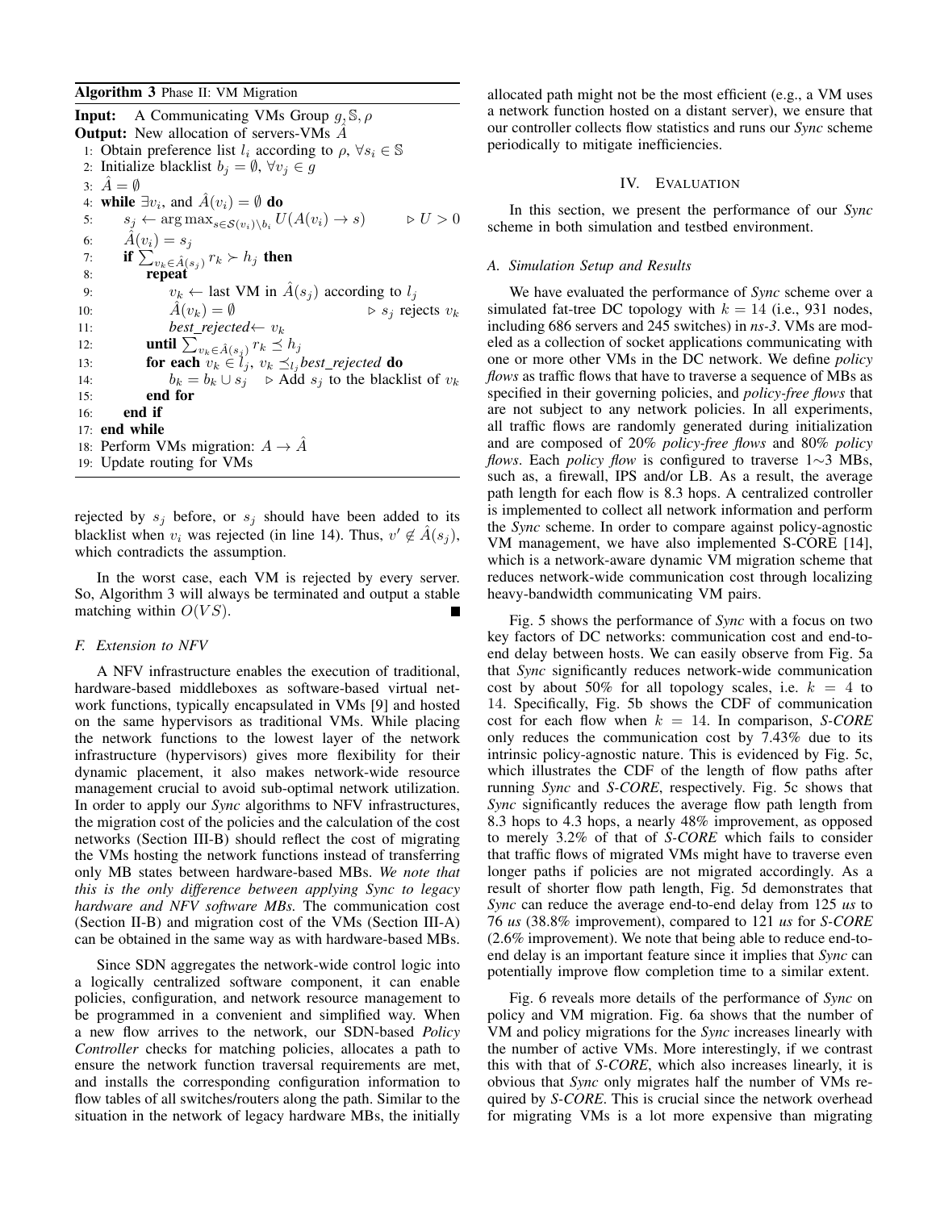**Algorithm 3** Phase II: VM Migration

**Input:** A Communicating VMs Group $g, \mathbb{S}, \rho$
**Output:** New allocation of servers-VMs $\hat{A}$

1: Obtain preference list $l_i$ according to $\rho$, $\forall s_i \in \mathbb{S}$
2: Initialize blacklist $b_j = \emptyset$, $\forall v_j \in g$
3: $\hat{A} = \emptyset$
4: **while** $\exists v_i$, and $\hat{A}(v_i) = \emptyset$ **do**
5: $\quad s_j \leftarrow \arg\max_{s \in \mathcal{S}(v_i) \setminus b_i} U(A(v_i) \rightarrow s)$ $\quad \triangleright U > 0$
6: $\quad \hat{A}(v_i) = s_j$
7: $\quad$ **if** $\sum_{v_k \in \hat{A}(s_j)} r_k \succ h_j$ **then**
8: $\quad\quad$ **repeat**
9: $\quad\quad\quad v_k \leftarrow$ last VM in $\hat{A}(s_j)$ according to $l_j$
10: $\quad\quad\quad \hat{A}(v_k) = \emptyset$ $\quad \triangleright s_j$ rejects $v_k$
11: $\quad\quad\quad$ *best_rejected*$\leftarrow v_k$
12: $\quad\quad$ **until** $\sum_{v_k \in \hat{A}(s_j)} r_k \preceq h_j$
13: $\quad\quad$ **for each** $v_k \in l_j$, $v_k \preceq_{l_j}$ *best_rejected* **do**
14: $\quad\quad\quad b_k = b_k \cup s_j$ $\quad \triangleright$ Add $s_j$ to the blacklist of $v_k$
15: $\quad\quad$ **end for**
16: $\quad$ **end if**
17: **end while**
18: Perform VMs migration: $A \rightarrow \hat{A}$
19: Update routing for VMs

rejected by $s_j$ before, or $s_j$ should have been added to its blacklist when $v_i$ was rejected (in line 14). Thus, $v' \notin \hat{A}(s_j)$, which contradicts the assumption.

In the worst case, each VM is rejected by every server. So, Algorithm 3 will always be terminated and output a stable matching within $O(VS)$. ∎

### F. Extension to NFV

A NFV infrastructure enables the execution of traditional, hardware-based middleboxes as software-based virtual network functions, typically encapsulated in VMs [9] and hosted on the same hypervisors as traditional VMs. While placing the network functions to the lowest layer of the network infrastructure (hypervisors) gives more flexibility for their dynamic placement, it also makes network-wide resource management crucial to avoid sub-optimal network utilization. In order to apply our *Sync* algorithms to NFV infrastructures, the migration cost of the policies and the calculation of the cost networks (Section III-B) should reflect the cost of migrating the VMs hosting the network functions instead of transferring only MB states between hardware-based MBs. *We note that this is the only difference between applying Sync to legacy hardware and NFV software MBs.* The communication cost (Section II-B) and migration cost of the VMs (Section III-A) can be obtained in the same way as with hardware-based MBs.

Since SDN aggregates the network-wide control logic into a logically centralized software component, it can enable policies, configuration, and network resource management to be programmed in a convenient and simplified way. When a new flow arrives to the network, our SDN-based *Policy Controller* checks for matching policies, allocates a path to ensure the network function traversal requirements are met, and installs the corresponding configuration information to flow tables of all switches/routers along the path. Similar to the situation in the network of legacy hardware MBs, the initially allocated path might not be the most efficient (e.g., a VM uses a network function hosted on a distant server), we ensure that our controller collects flow statistics and runs our *Sync* scheme periodically to mitigate inefficiencies.

## IV. Evaluation

In this section, we present the performance of our *Sync* scheme in both simulation and testbed environment.

### A. Simulation Setup and Results

We have evaluated the performance of *Sync* scheme over a simulated fat-tree DC topology with $k = 14$ (i.e., 931 nodes, including 686 servers and 245 switches) in *ns-3*. VMs are modeled as a collection of socket applications communicating with one or more other VMs in the DC network. We define *policy flows* as traffic flows that have to traverse a sequence of MBs as specified in their governing policies, and *policy-free flows* that are not subject to any network policies. In all experiments, all traffic flows are randomly generated during initialization and are composed of 20% *policy-free flows* and 80% *policy flows*. Each *policy flow* is configured to traverse 1∼3 MBs, such as, a firewall, IPS and/or LB. As a result, the average path length for each flow is 8.3 hops. A centralized controller is implemented to collect all network information and perform the *Sync* scheme. In order to compare against policy-agnostic VM management, we have also implemented S-CORE [14], which is a network-aware dynamic VM migration scheme that reduces network-wide communication cost through localizing heavy-bandwidth communicating VM pairs.

Fig. 5 shows the performance of *Sync* with a focus on two key factors of DC networks: communication cost and end-to-end delay between hosts. We can easily observe from Fig. 5a that *Sync* significantly reduces network-wide communication cost by about 50% for all topology scales, i.e. $k = 4$ to 14. Specifically, Fig. 5b shows the CDF of communication cost for each flow when $k = 14$. In comparison, *S-CORE* only reduces the communication cost by 7.43% due to its intrinsic policy-agnostic nature. This is evidenced by Fig. 5c, which illustrates the CDF of the length of flow paths after running *Sync* and *S-CORE*, respectively. Fig. 5c shows that *Sync* significantly reduces the average flow path length from 8.3 hops to 4.3 hops, a nearly 48% improvement, as opposed to merely 3.2% of that of *S-CORE* which fails to consider that traffic flows of migrated VMs might have to traverse even longer paths if policies are not migrated accordingly. As a result of shorter flow path length, Fig. 5d demonstrates that *Sync* can reduce the average end-to-end delay from 125 *us* to 76 *us* (38.8% improvement), compared to 121 *us* for *S-CORE* (2.6% improvement). We note that being able to reduce end-to-end delay is an important feature since it implies that *Sync* can potentially improve flow completion time to a similar extent.

Fig. 6 reveals more details of the performance of *Sync* on policy and VM migration. Fig. 6a shows that the number of VM and policy migrations for the *Sync* increases linearly with the number of active VMs. More interestingly, if we contrast this with that of *S-CORE*, which also increases linearly, it is obvious that *Sync* only migrates half the number of VMs required by *S-CORE*. This is crucial since the network overhead for migrating VMs is a lot more expensive than migrating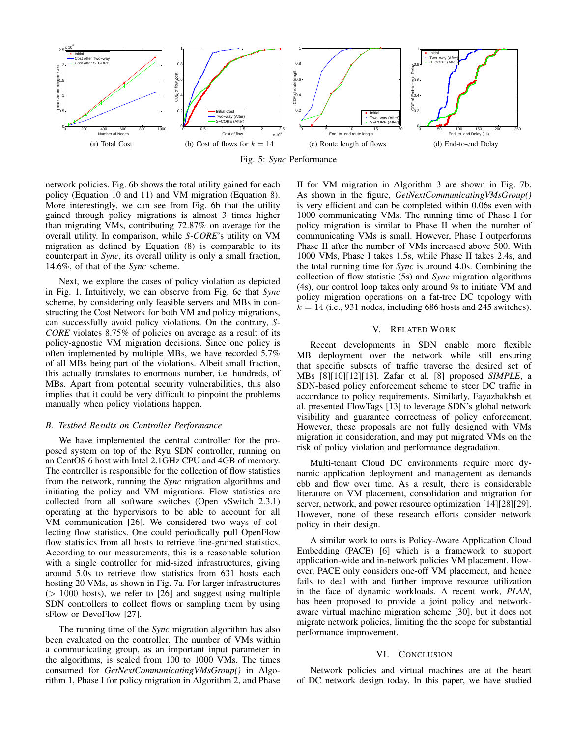(a) Total Cost

(b) Cost of flows for $k = 14$

(c) Route length of flows

(d) End-to-end Delay

Fig. 5: *Sync* Performance

network policies. Fig. 6b shows the total utility gained for each policy (Equation 10 and 11) and VM migration (Equation 8). More interestingly, we can see from Fig. 6b that the utility gained through policy migrations is almost 3 times higher than migrating VMs, contributing 72.87% on average for the overall utility. In comparison, while *S-CORE*'s utility on VM migration as defined by Equation (8) is comparable to its counterpart in *Sync*, its overall utility is only a small fraction, 14.6%, of that of the *Sync* scheme.

Next, we explore the cases of policy violation as depicted in Fig. 1. Intuitively, we can observe from Fig. 6c that *Sync* scheme, by considering only feasible servers and MBs in constructing the Cost Network for both VM and policy migrations, can successfully avoid policy violations. On the contrary, *S-CORE* violates 8.75% of policies on average as a result of its policy-agnostic VM migration decisions. Since one policy is often implemented by multiple MBs, we have recorded 5.7% of all MBs being part of the violations. Albeit small fraction, this actually translates to enormous number, i.e. hundreds, of MBs. Apart from potential security vulnerabilities, this also implies that it could be very difficult to pinpoint the problems manually when policy violations happen.

### B. Testbed Results on Controller Performance

We have implemented the central controller for the proposed system on top of the Ryu SDN controller, running on an CentOS 6 host with Intel 2.1GHz CPU and 4GB of memory. The controller is responsible for the collection of flow statistics from the network, running the *Sync* migration algorithms and initiating the policy and VM migrations. Flow statistics are collected from all software switches (Open vSwitch 2.3.1) operating at the hypervisors to be able to account for all VM communication [26]. We considered two ways of collecting flow statistics. One could periodically pull OpenFlow flow statistics from all hosts to retrieve fine-grained statistics. According to our measurements, this is a reasonable solution with a single controller for mid-sized infrastructures, giving around 5.0s to retrieve flow statistics from 631 hosts each hosting 20 VMs, as shown in Fig. 7a. For larger infrastructures ($> 1000$ hosts), we refer to [26] and suggest using multiple SDN controllers to collect flows or sampling them by using sFlow or DevoFlow [27].

The running time of the *Sync* migration algorithm has also been evaluated on the controller. The number of VMs within a communicating group, as an important input parameter in the algorithms, is scaled from 100 to 1000 VMs. The times consumed for *GetNextCommunicatingVMsGroup()* in Algorithm 1, Phase I for policy migration in Algorithm 2, and Phase II for VM migration in Algorithm 3 are shown in Fig. 7b. As shown in the figure, *GetNextCommunicatingVMsGroup()* is very efficient and can be completed within 0.06s even with 1000 communicating VMs. The running time of Phase I for policy migration is similar to Phase II when the number of communicating VMs is small. However, Phase I outperforms Phase II after the number of VMs increased above 500. With 1000 VMs, Phase I takes 1.5s, while Phase II takes 2.4s, and the total running time for *Sync* is around 4.0s. Combining the collection of flow statistic (5s) and *Sync* migration algorithms (4s), our control loop takes only around 9s to initiate VM and policy migration operations on a fat-tree DC topology with $k = 14$ (i.e., 931 nodes, including 686 hosts and 245 switches).

## V. Related Work

Recent developments in SDN enable more flexible MB deployment over the network while still ensuring that specific subsets of traffic traverse the desired set of MBs [8][10][12][13]. Zafar et al. [8] proposed ***SIMPLE***, a SDN-based policy enforcement scheme to steer DC traffic in accordance to policy requirements. Similarly, Fayazbakhsh et al. presented FlowTags [13] to leverage SDN's global network visibility and guarantee correctness of policy enforcement. However, these proposals are not fully designed with VMs migration in consideration, and may put migrated VMs on the risk of policy violation and performance degradation.

Multi-tenant Cloud DC environments require more dynamic application deployment and management as demands ebb and flow over time. As a result, there is considerable literature on VM placement, consolidation and migration for server, network, and power resource optimization [14][28][29]. However, none of these research efforts consider network policy in their design.

A similar work to ours is Policy-Aware Application Cloud Embedding (PACE) [6] which is a framework to support application-wide and in-network policies VM placement. However, PACE only considers one-off VM placement, and hence fails to deal with and further improve resource utilization in the face of dynamic workloads. A recent work, *PLAN*, has been proposed to provide a joint policy and network-aware virtual machine migration scheme [30], but it does not migrate network policies, limiting the the scope for substantial performance improvement.

## VI. Conclusion

Network policies and virtual machines are at the heart of DC network design today. In this paper, we have studied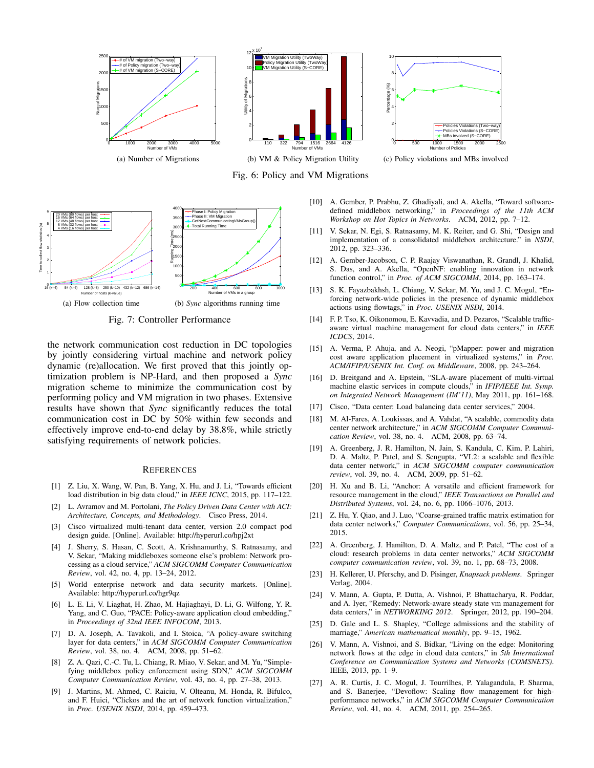(a) Number of Migrations

(b) VM & Policy Migration Utility

(c) Policy violations and MBs involved

Fig. 6: Policy and VM Migrations

(a) Flow collection time

(b) *Sync* algorithms running time

Fig. 7: Controller Performance

the network communication cost reduction in DC topologies by jointly considering virtual machine and network policy dynamic (re)allocation. We first proved that this jointly optimization problem is NP-Hard, and then proposed a *Sync* migration scheme to minimize the communication cost by performing policy and VM migration in two phases. Extensive results have shown that *Sync* significantly reduces the total communication cost in DC by 50% within few seconds and effectively improve end-to-end delay by 38.8%, while strictly satisfying requirements of network policies.

## References

[1] Z. Liu, X. Wang, W. Pan, B. Yang, X. Hu, and J. Li, "Towards efficient load distribution in big data cloud," in *IEEE ICNC*, 2015, pp. 117–122.

[2] L. Avramov and M. Portolani, *The Policy Driven Data Center with ACI: Architecture, Concepts, and Methodology*. Cisco Press, 2014.

[3] Cisco virtualized multi-tenant data center, version 2.0 compact pod design guide. [Online]. Available: http://hyperurl.co/hpj2xt

[4] J. Sherry, S. Hasan, C. Scott, A. Krishnamurthy, S. Ratnasamy, and V. Sekar, "Making middleboxes someone else's problem: Network processing as a cloud service," *ACM SIGCOMM Computer Communication Review*, vol. 42, no. 4, pp. 13–24, 2012.

[5] World enterprise network and data security markets. [Online]. Available: http://hyperurl.co/hgr9qz

[6] L. E. Li, V. Liaghat, H. Zhao, M. Hajiaghayi, D. Li, G. Wilfong, Y. R. Yang, and C. Guo, "PACE: Policy-aware application cloud embedding," in *Proceedings of 32nd IEEE INFOCOM*, 2013.

[7] D. A. Joseph, A. Tavakoli, and I. Stoica, "A policy-aware switching layer for data centers," in *ACM SIGCOMM Computer Communication Review*, vol. 38, no. 4. ACM, 2008, pp. 51–62.

[8] Z. A. Qazi, C.-C. Tu, L. Chiang, R. Miao, V. Sekar, and M. Yu, "Simple-fying middlebox policy enforcement using SDN," *ACM SIGCOMM Computer Communication Review*, vol. 43, no. 4, pp. 27–38, 2013.

[9] J. Martins, M. Ahmed, C. Raiciu, V. Olteanu, M. Honda, R. Bifulco, and F. Huici, "Clickos and the art of network function virtualization," in *Proc. USENIX NSDI*, 2014, pp. 459–473.

[10] A. Gember, P. Prabhu, Z. Ghadiyali, and A. Akella, "Toward software-defined middlebox networking," in *Proceedings of the 11th ACM Workshop on Hot Topics in Networks*. ACM, 2012, pp. 7–12.

[11] V. Sekar, N. Egi, S. Ratnasamy, M. K. Reiter, and G. Shi, "Design and implementation of a consolidated middlebox architecture." in *NSDI*, 2012, pp. 323–336.

[12] A. Gember-Jacobson, C. P. Raajay Viswanathan, R. Grandl, J. Khalid, S. Das, and A. Akella, "OpenNF: enabling innovation in network function control," in *Proc. of ACM SIGCOMM*, 2014, pp. 163–174.

[13] S. K. Fayazbakhsh, L. Chiang, V. Sekar, M. Yu, and J. C. Mogul, "Enforcing network-wide policies in the presence of dynamic middlebox actions using flowtags," in *Proc. USENIX NSDI*, 2014.

[14] F. P. Tso, K. Oikonomou, E. Kavvadia, and D. Pezaros, "Scalable traffic-aware virtual machine management for cloud data centers," in *IEEE ICDCS*, 2014.

[15] A. Verma, P. Ahuja, and A. Neogi, "pMapper: power and migration cost aware application placement in virtualized systems," in *Proc. ACM/IFIP/USENIX Int. Conf. on Middleware*, 2008, pp. 243–264.

[16] D. Breitgand and A. Epstein, "SLA-aware placement of multi-virtual machine elastic services in compute clouds," in *IFIP/IEEE Int. Symp. on Integrated Network Management (IM'11)*, May 2011, pp. 161–168.

[17] Cisco, "Data center: Load balancing data center services," 2004.

[18] M. Al-Fares, A. Loukissas, and A. Vahdat, "A scalable, commodity data center network architecture," in *ACM SIGCOMM Computer Communication Review*, vol. 38, no. 4. ACM, 2008, pp. 63–74.

[19] A. Greenberg, J. R. Hamilton, N. Jain, S. Kandula, C. Kim, P. Lahiri, D. A. Maltz, P. Patel, and S. Sengupta, "VL2: a scalable and flexible data center network," in *ACM SIGCOMM computer communication review*, vol. 39, no. 4. ACM, 2009, pp. 51–62.

[20] H. Xu and B. Li, "Anchor: A versatile and efficient framework for resource management in the cloud," *IEEE Transactions on Parallel and Distributed Systems*, vol. 24, no. 6, pp. 1066–1076, 2013.

[21] Z. Hu, Y. Qiao, and J. Luo, "Coarse-grained traffic matrix estimation for data center networks," *Computer Communications*, vol. 56, pp. 25–34, 2015.

[22] A. Greenberg, J. Hamilton, D. A. Maltz, and P. Patel, "The cost of a cloud: research problems in data center networks," *ACM SIGCOMM computer communication review*, vol. 39, no. 1, pp. 68–73, 2008.

[23] H. Kellerer, U. Pferschy, and D. Pisinger, *Knapsack problems*. Springer Verlag, 2004.

[24] V. Mann, A. Gupta, P. Dutta, A. Vishnoi, P. Bhattacharya, R. Poddar, and A. Iyer, "Remedy: Network-aware steady state vm management for data centers," in *NETWORKING 2012*. Springer, 2012, pp. 190–204.

[25] D. Gale and L. S. Shapley, "College admissions and the stability of marriage," *American mathematical monthly*, pp. 9–15, 1962.

[26] V. Mann, A. Vishnoi, and S. Bidkar, "Living on the edge: Monitoring network flows at the edge in cloud data centers," in *5th International Conference on Communication Systems and Networks (COMSNETS)*. IEEE, 2013, pp. 1–9.

[27] A. R. Curtis, J. C. Mogul, J. Tourrilhes, P. Yalagandula, P. Sharma, and S. Banerjee, "Devoflow: Scaling flow management for high-performance networks," in *ACM SIGCOMM Computer Communication Review*, vol. 41, no. 4. ACM, 2011, pp. 254–265.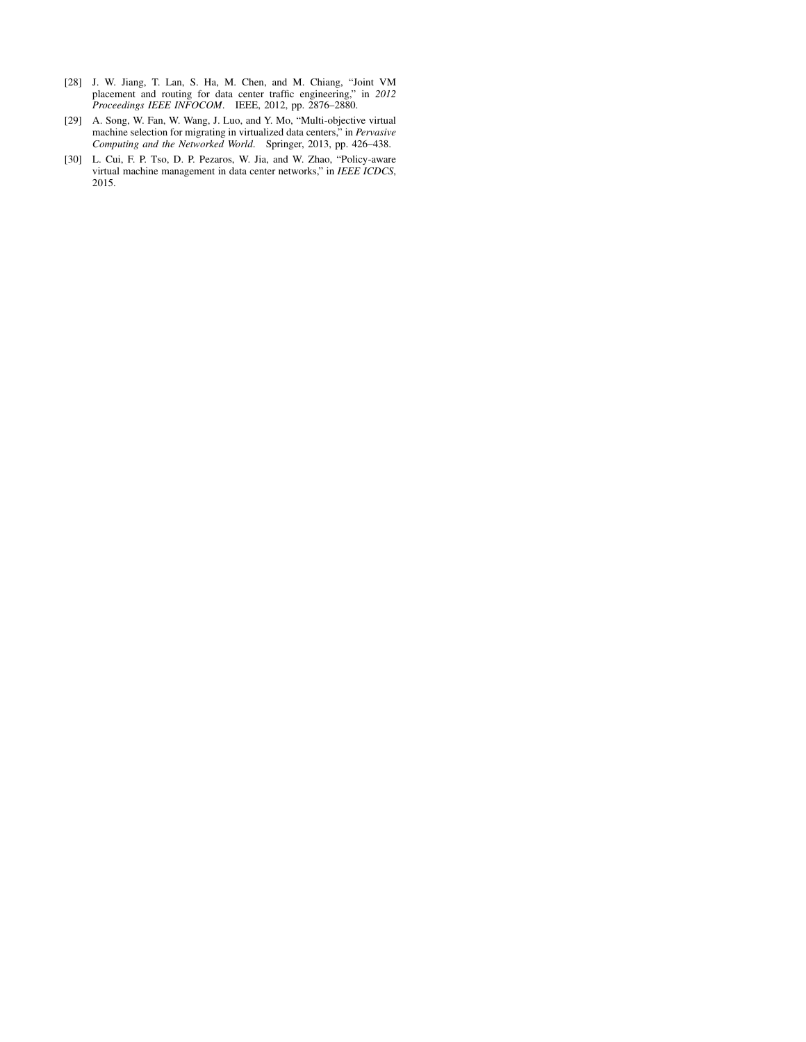[28] J. W. Jiang, T. Lan, S. Ha, M. Chen, and M. Chiang, "Joint VM placement and routing for data center traffic engineering," in *2012 Proceedings IEEE INFOCOM*. IEEE, 2012, pp. 2876–2880.

[29] A. Song, W. Fan, W. Wang, J. Luo, and Y. Mo, "Multi-objective virtual machine selection for migrating in virtualized data centers," in *Pervasive Computing and the Networked World*. Springer, 2013, pp. 426–438.

[30] L. Cui, F. P. Tso, D. P. Pezaros, W. Jia, and W. Zhao, "Policy-aware virtual machine management in data center networks," in *IEEE ICDCS*, 2015.